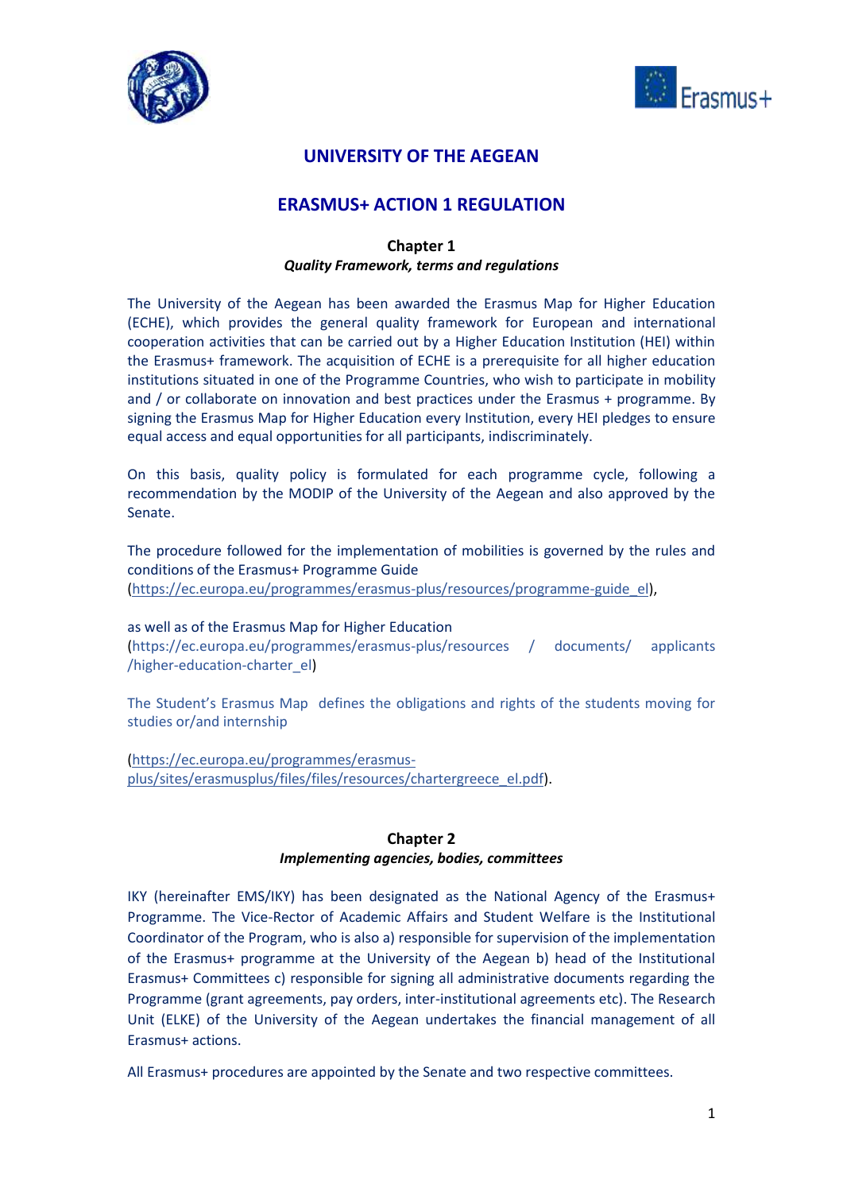# UNIVERSITY OF THE AEGEAN

## ERASMUS+ ACTION 1 REGULATION

### Chapter 1
***Quality Framework, terms and regulations***

The University of the Aegean has been awarded the Erasmus Map for Higher Education (ECHE), which provides the general quality framework for European and international cooperation activities that can be carried out by a Higher Education Institution (HEI) within the Erasmus+ framework. The acquisition of ECHE is a prerequisite for all higher education institutions situated in one of the Programme Countries, who wish to participate in mobility and / or collaborate on innovation and best practices under the Erasmus + programme. By signing the Erasmus Map for Higher Education every Institution, every HEI pledges to ensure equal access and equal opportunities for all participants, indiscriminately.

On this basis, quality policy is formulated for each programme cycle, following a recommendation by the MODIP of the University of the Aegean and also approved by the Senate.

The procedure followed for the implementation of mobilities is governed by the rules and conditions of the Erasmus+ Programme Guide (https://ec.europa.eu/programmes/erasmus-plus/resources/programme-guide_el),

as well as of the Erasmus Map for Higher Education (https://ec.europa.eu/programmes/erasmus-plus/resources / documents/ applicants /higher-education-charter_el)

The Student's Erasmus Map defines the obligations and rights of the students moving for studies or/and internship

(https://ec.europa.eu/programmes/erasmus-plus/sites/erasmusplus/files/files/resources/chartergreece_el.pdf).

### Chapter 2
***Implementing agencies, bodies, committees***

IKY (hereinafter EMS/IKY) has been designated as the National Agency of the Erasmus+ Programme. The Vice-Rector of Academic Affairs and Student Welfare is the Institutional Coordinator of the Program, who is also a) responsible for supervision of the implementation of the Erasmus+ programme at the University of the Aegean b) head of the Institutional Erasmus+ Committees c) responsible for signing all administrative documents regarding the Programme (grant agreements, pay orders, inter-institutional agreements etc). The Research Unit (ELKE) of the University of the Aegean undertakes the financial management of all Erasmus+ actions.

All Erasmus+ procedures are appointed by the Senate and two respective committees.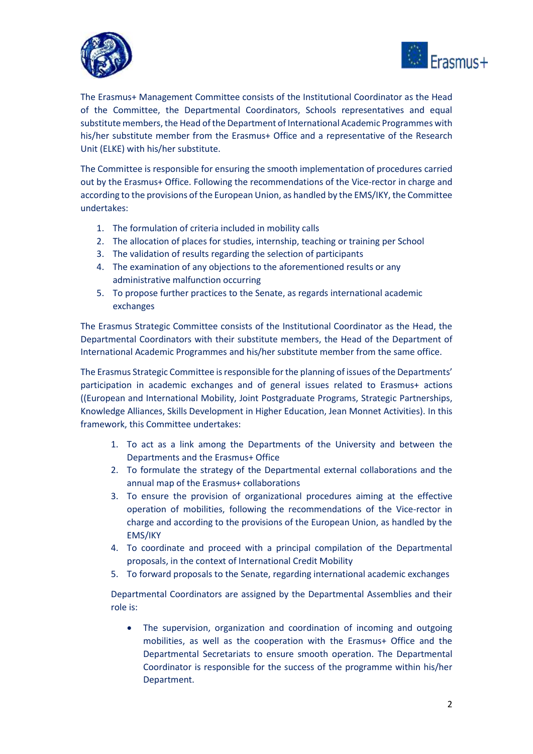The Erasmus+ Management Committee consists of the Institutional Coordinator as the Head of the Committee, the Departmental Coordinators, Schools representatives and equal substitute members, the Head of the Department of International Academic Programmes with his/her substitute member from the Erasmus+ Office and a representative of the Research Unit (ELKE) with his/her substitute.

The Committee is responsible for ensuring the smooth implementation of procedures carried out by the Erasmus+ Office. Following the recommendations of the Vice-rector in charge and according to the provisions of the European Union, as handled by the EMS/IKY, the Committee undertakes:

1. The formulation of criteria included in mobility calls
2. The allocation of places for studies, internship, teaching or training per School
3. The validation of results regarding the selection of participants
4. The examination of any objections to the aforementioned results or any administrative malfunction occurring
5. To propose further practices to the Senate, as regards international academic exchanges

The Erasmus Strategic Committee consists of the Institutional Coordinator as the Head, the Departmental Coordinators with their substitute members, the Head of the Department of International Academic Programmes and his/her substitute member from the same office.

The Erasmus Strategic Committee is responsible for the planning of issues of the Departments' participation in academic exchanges and of general issues related to Erasmus+ actions ((European and International Mobility, Joint Postgraduate Programs, Strategic Partnerships, Knowledge Alliances, Skills Development in Higher Education, Jean Monnet Activities). In this framework, this Committee undertakes:

1. To act as a link among the Departments of the University and between the Departments and the Erasmus+ Office
2. To formulate the strategy of the Departmental external collaborations and the annual map of the Erasmus+ collaborations
3. To ensure the provision of organizational procedures aiming at the effective operation of mobilities, following the recommendations of the Vice-rector in charge and according to the provisions of the European Union, as handled by the EMS/IKY
4. To coordinate and proceed with a principal compilation of the Departmental proposals, in the context of International Credit Mobility
5. To forward proposals to the Senate, regarding international academic exchanges

Departmental Coordinators are assigned by the Departmental Assemblies and their role is:

- The supervision, organization and coordination of incoming and outgoing mobilities, as well as the cooperation with the Erasmus+ Office and the Departmental Secretariats to ensure smooth operation. The Departmental Coordinator is responsible for the success of the programme within his/her Department.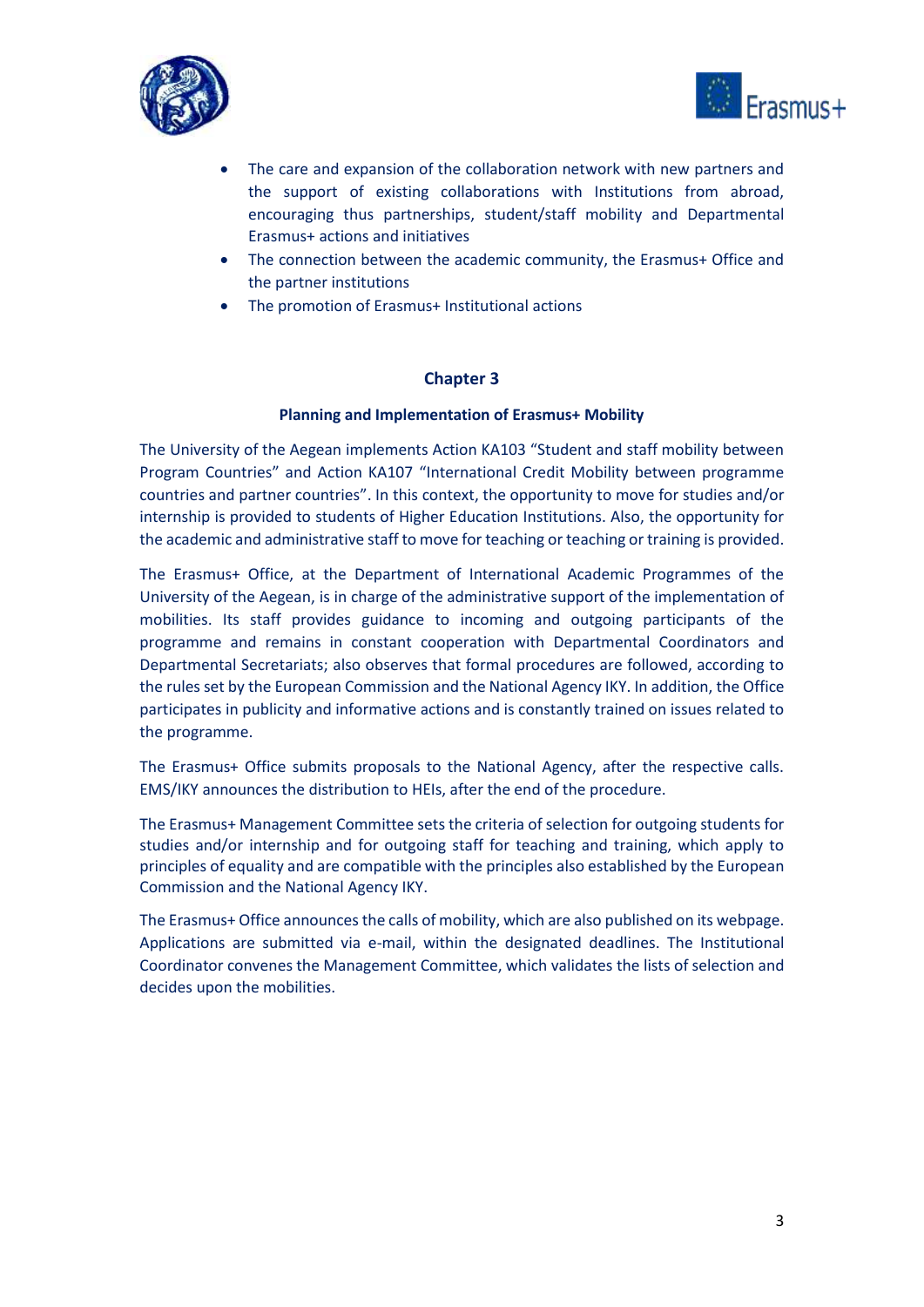- The care and expansion of the collaboration network with new partners and the support of existing collaborations with Institutions from abroad, encouraging thus partnerships, student/staff mobility and Departmental Erasmus+ actions and initiatives
- The connection between the academic community, the Erasmus+ Office and the partner institutions
- The promotion of Erasmus+ Institutional actions

## Chapter 3

### Planning and Implementation of Erasmus+ Mobility

The University of the Aegean implements Action KA103 "Student and staff mobility between Program Countries" and Action KA107 "International Credit Mobility between programme countries and partner countries". In this context, the opportunity to move for studies and/or internship is provided to students of Higher Education Institutions. Also, the opportunity for the academic and administrative staff to move for teaching or teaching or training is provided.

The Erasmus+ Office, at the Department of International Academic Programmes of the University of the Aegean, is in charge of the administrative support of the implementation of mobilities. Its staff provides guidance to incoming and outgoing participants of the programme and remains in constant cooperation with Departmental Coordinators and Departmental Secretariats; also observes that formal procedures are followed, according to the rules set by the European Commission and the National Agency IKY. In addition, the Office participates in publicity and informative actions and is constantly trained on issues related to the programme.

The Erasmus+ Office submits proposals to the National Agency, after the respective calls. EMS/IKY announces the distribution to HEIs, after the end of the procedure.

The Erasmus+ Management Committee sets the criteria of selection for outgoing students for studies and/or internship and for outgoing staff for teaching and training, which apply to principles of equality and are compatible with the principles also established by the European Commission and the National Agency IKY.

The Erasmus+ Office announces the calls of mobility, which are also published on its webpage. Applications are submitted via e-mail, within the designated deadlines. The Institutional Coordinator convenes the Management Committee, which validates the lists of selection and decides upon the mobilities.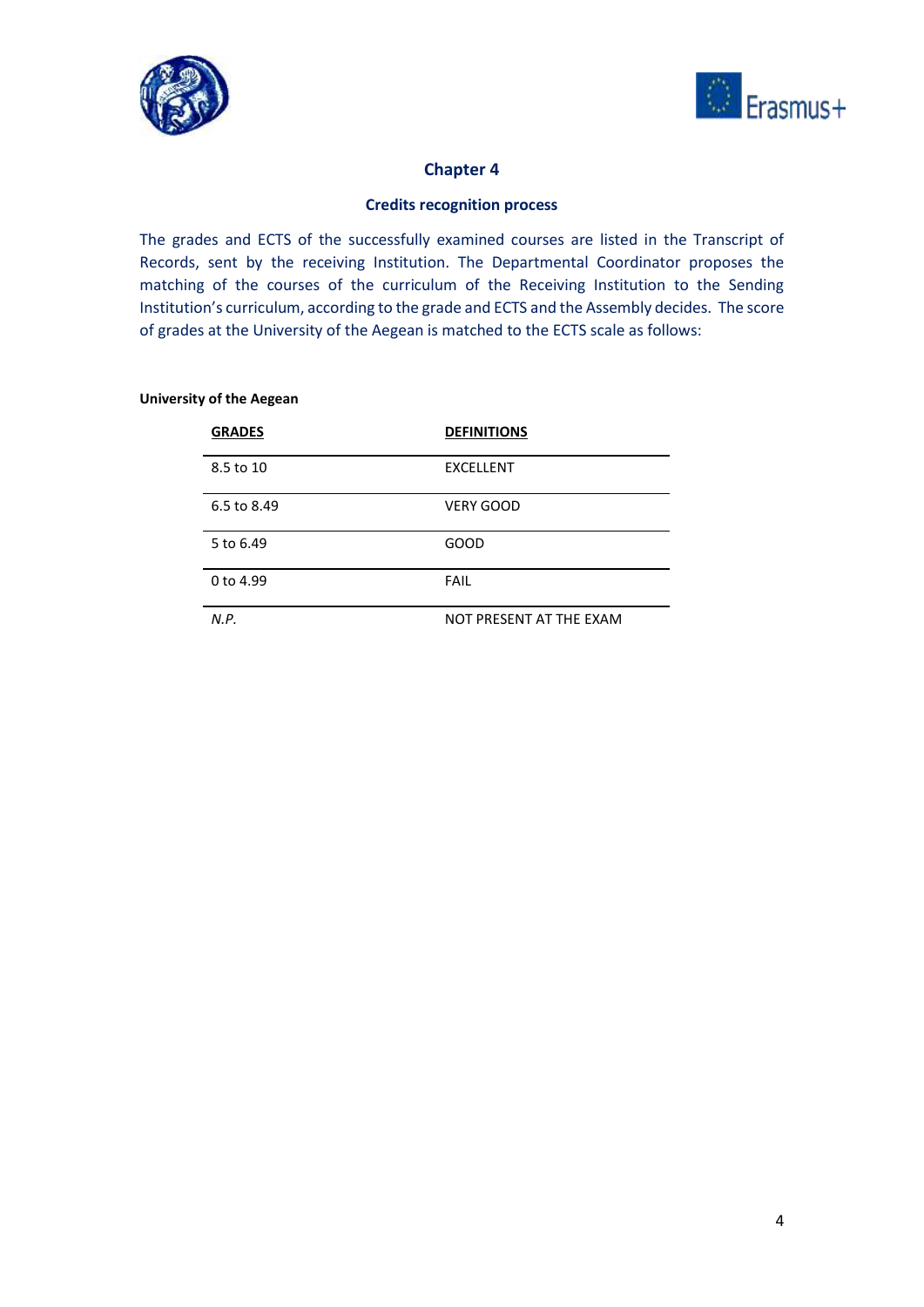## Chapter 4

### Credits recognition process

The grades and ECTS of the successfully examined courses are listed in the Transcript of Records, sent by the receiving Institution. The Departmental Coordinator proposes the matching of the courses of the curriculum of the Receiving Institution to the Sending Institution's curriculum, according to the grade and ECTS and the Assembly decides. The score of grades at the University of the Aegean is matched to the ECTS scale as follows:

**University of the Aegean**

| GRADES | DEFINITIONS |
|---|---|
| 8.5 to 10 | EXCELLENT |
| 6.5 to 8.49 | VERY GOOD |
| 5 to 6.49 | GOOD |
| 0 to 4.99 | FAIL |
| *N.P.* | NOT PRESENT AT THE EXAM |